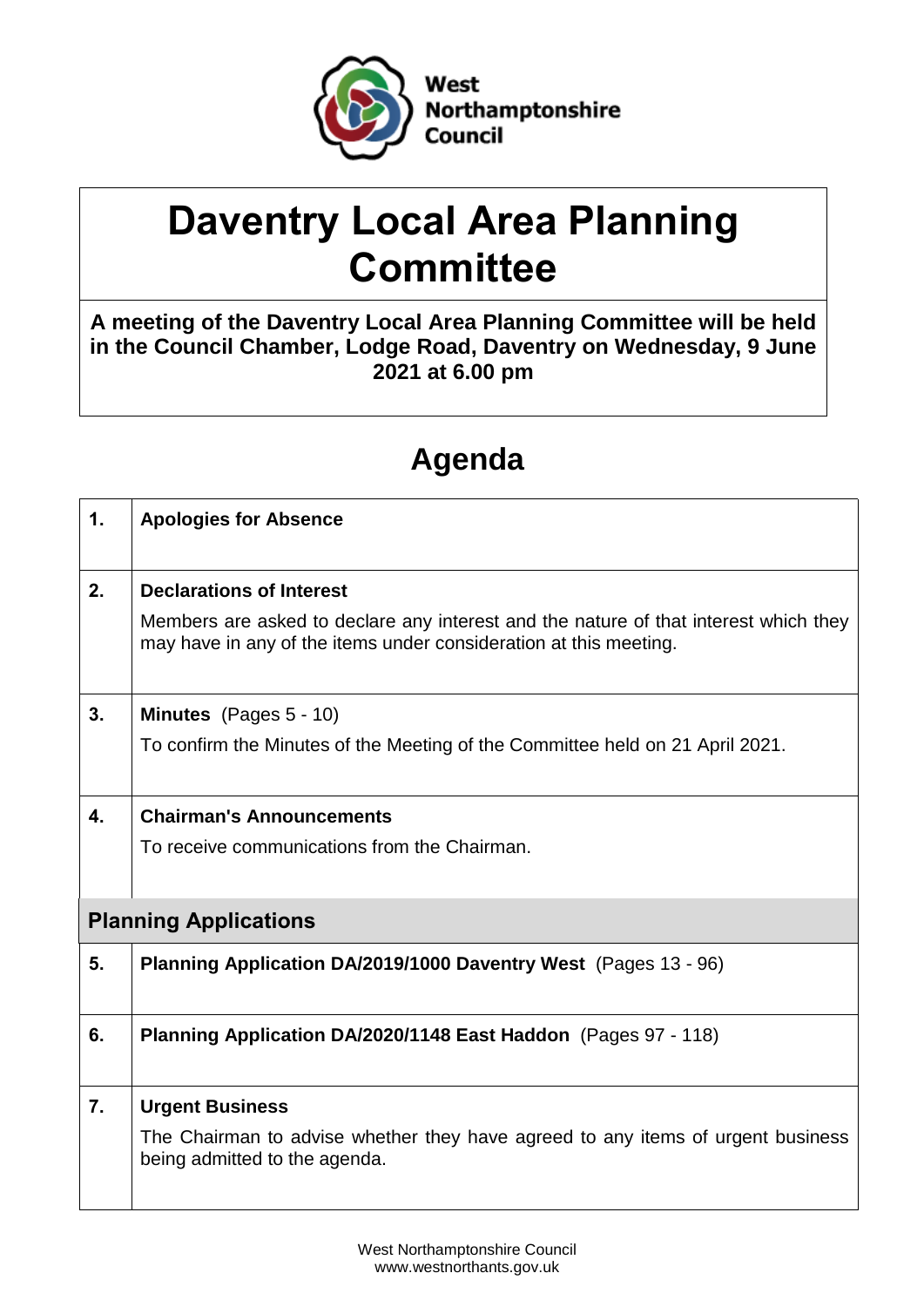West Northamptonshire Council

# Daventry Local Area Planning Committee

**A meeting of the Daventry Local Area Planning Committee will be held in the Council Chamber, Lodge Road, Daventry on Wednesday, 9 June 2021 at 6.00 pm**

## Agenda

| | |
|---|---|
| **1.** | **Apologies for Absence** |
| **2.** | **Declarations of Interest**<br>Members are asked to declare any interest and the nature of that interest which they may have in any of the items under consideration at this meeting. |
| **3.** | **Minutes** (Pages 5 - 10)<br>To confirm the Minutes of the Meeting of the Committee held on 21 April 2021. |
| **4.** | **Chairman's Announcements**<br>To receive communications from the Chairman. |
| **Planning Applications** | |
| **5.** | **Planning Application DA/2019/1000 Daventry West** (Pages 13 - 96) |
| **6.** | **Planning Application DA/2020/1148 East Haddon** (Pages 97 - 118) |
| **7.** | **Urgent Business**<br>The Chairman to advise whether they have agreed to any items of urgent business being admitted to the agenda. |

West Northamptonshire Council
www.westnorthants.gov.uk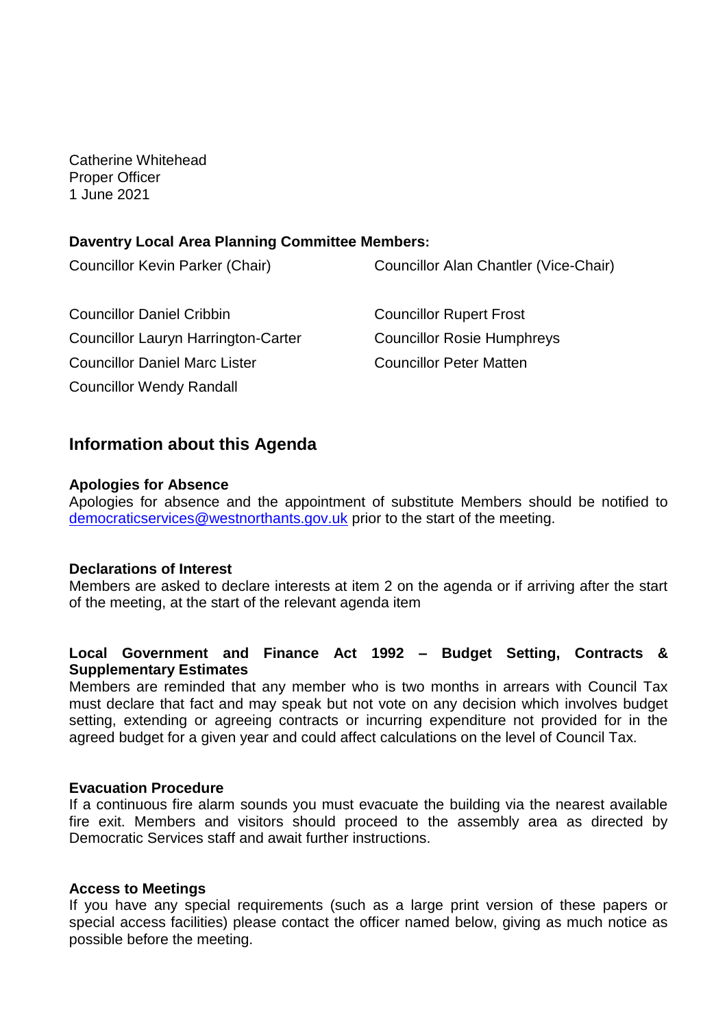Catherine Whitehead
Proper Officer
1 June 2021

**Daventry Local Area Planning Committee Members:**

Councillor Kevin Parker (Chair)
Councillor Alan Chantler (Vice-Chair)

Councillor Daniel Cribbin
Councillor Rupert Frost
Councillor Lauryn Harrington-Carter
Councillor Rosie Humphreys
Councillor Daniel Marc Lister
Councillor Peter Matten
Councillor Wendy Randall

## Information about this Agenda

**Apologies for Absence**
Apologies for absence and the appointment of substitute Members should be notified to democraticservices@westnorthants.gov.uk prior to the start of the meeting.

**Declarations of Interest**
Members are asked to declare interests at item 2 on the agenda or if arriving after the start of the meeting, at the start of the relevant agenda item

**Local Government and Finance Act 1992 – Budget Setting, Contracts & Supplementary Estimates**
Members are reminded that any member who is two months in arrears with Council Tax must declare that fact and may speak but not vote on any decision which involves budget setting, extending or agreeing contracts or incurring expenditure not provided for in the agreed budget for a given year and could affect calculations on the level of Council Tax.

**Evacuation Procedure**
If a continuous fire alarm sounds you must evacuate the building via the nearest available fire exit. Members and visitors should proceed to the assembly area as directed by Democratic Services staff and await further instructions.

**Access to Meetings**
If you have any special requirements (such as a large print version of these papers or special access facilities) please contact the officer named below, giving as much notice as possible before the meeting.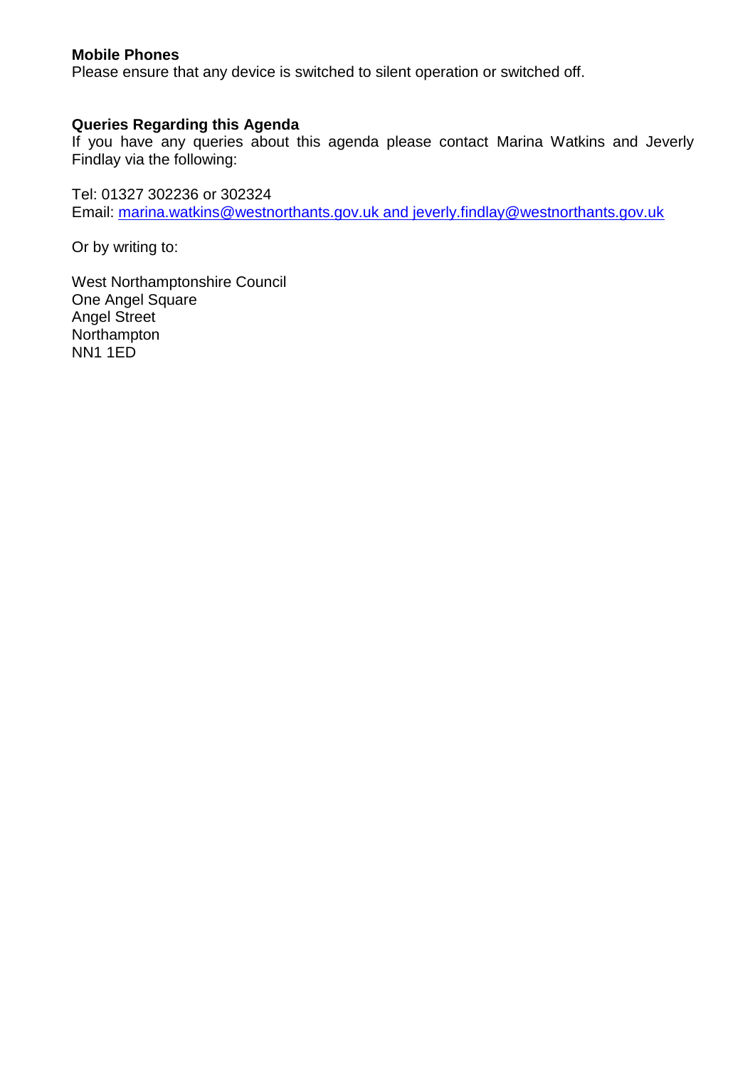**Mobile Phones**
Please ensure that any device is switched to silent operation or switched off.

**Queries Regarding this Agenda**
If you have any queries about this agenda please contact Marina Watkins and Jeverly Findlay via the following:

Tel: 01327 302236 or 302324
Email: marina.watkins@westnorthants.gov.uk and jeverly.findlay@westnorthants.gov.uk

Or by writing to:

West Northamptonshire Council
One Angel Square
Angel Street
Northampton
NN1 1ED